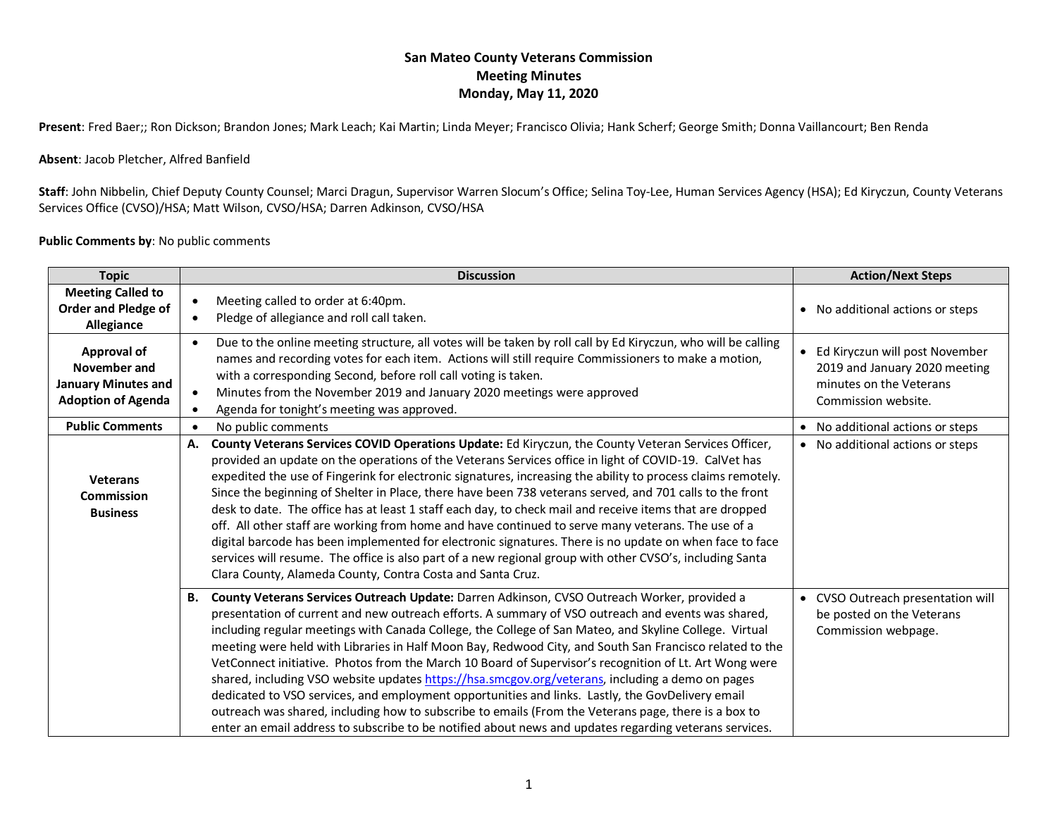# San Mateo County Veterans Commission
## Meeting Minutes
### Monday, May 11, 2020

**Present**: Fred Baer;; Ron Dickson; Brandon Jones; Mark Leach; Kai Martin; Linda Meyer; Francisco Olivia; Hank Scherf; George Smith; Donna Vaillancourt; Ben Renda

**Absent**: Jacob Pletcher, Alfred Banfield

**Staff**: John Nibbelin, Chief Deputy County Counsel; Marci Dragun, Supervisor Warren Slocum's Office; Selina Toy-Lee, Human Services Agency (HSA); Ed Kiryczun, County Veterans Services Office (CVSO)/HSA; Matt Wilson, CVSO/HSA; Darren Adkinson, CVSO/HSA

**Public Comments by**: No public comments

| Topic | Discussion | Action/Next Steps |
|---|---|---|
| **Meeting Called to Order and Pledge of Allegiance** | • Meeting called to order at 6:40pm.<br>• Pledge of allegiance and roll call taken. | • No additional actions or steps |
| **Approval of November and January Minutes and Adoption of Agenda** | • Due to the online meeting structure, all votes will be taken by roll call by Ed Kiryczun, who will be calling names and recording votes for each item. Actions will still require Commissioners to make a motion, with a corresponding Second, before roll call voting is taken.<br>• Minutes from the November 2019 and January 2020 meetings were approved<br>• Agenda for tonight's meeting was approved. | • Ed Kiryczun will post November 2019 and January 2020 meeting minutes on the Veterans Commission website. |
| **Public Comments** | • No public comments | • No additional actions or steps |
| **Veterans Commission Business** | **A. County Veterans Services COVID Operations Update:** Ed Kiryczun, the County Veteran Services Officer, provided an update on the operations of the Veterans Services office in light of COVID-19. CalVet has expedited the use of Fingerink for electronic signatures, increasing the ability to process claims remotely. Since the beginning of Shelter in Place, there have been 738 veterans served, and 701 calls to the front desk to date. The office has at least 1 staff each day, to check mail and receive items that are dropped off. All other staff are working from home and have continued to serve many veterans. The use of a digital barcode has been implemented for electronic signatures. There is no update on when face to face services will resume. The office is also part of a new regional group with other CVSO's, including Santa Clara County, Alameda County, Contra Costa and Santa Cruz. | • No additional actions or steps |
| | **B. County Veterans Services Outreach Update:** Darren Adkinson, CVSO Outreach Worker, provided a presentation of current and new outreach efforts. A summary of VSO outreach and events was shared, including regular meetings with Canada College, the College of San Mateo, and Skyline College. Virtual meeting were held with Libraries in Half Moon Bay, Redwood City, and South San Francisco related to the VetConnect initiative. Photos from the March 10 Board of Supervisor's recognition of Lt. Art Wong were shared, including VSO website updates https://hsa.smcgov.org/veterans, including a demo on pages dedicated to VSO services, and employment opportunities and links. Lastly, the GovDelivery email outreach was shared, including how to subscribe to emails (From the Veterans page, there is a box to enter an email address to subscribe to be notified about news and updates regarding veterans services. | • CVSO Outreach presentation will be posted on the Veterans Commission webpage. |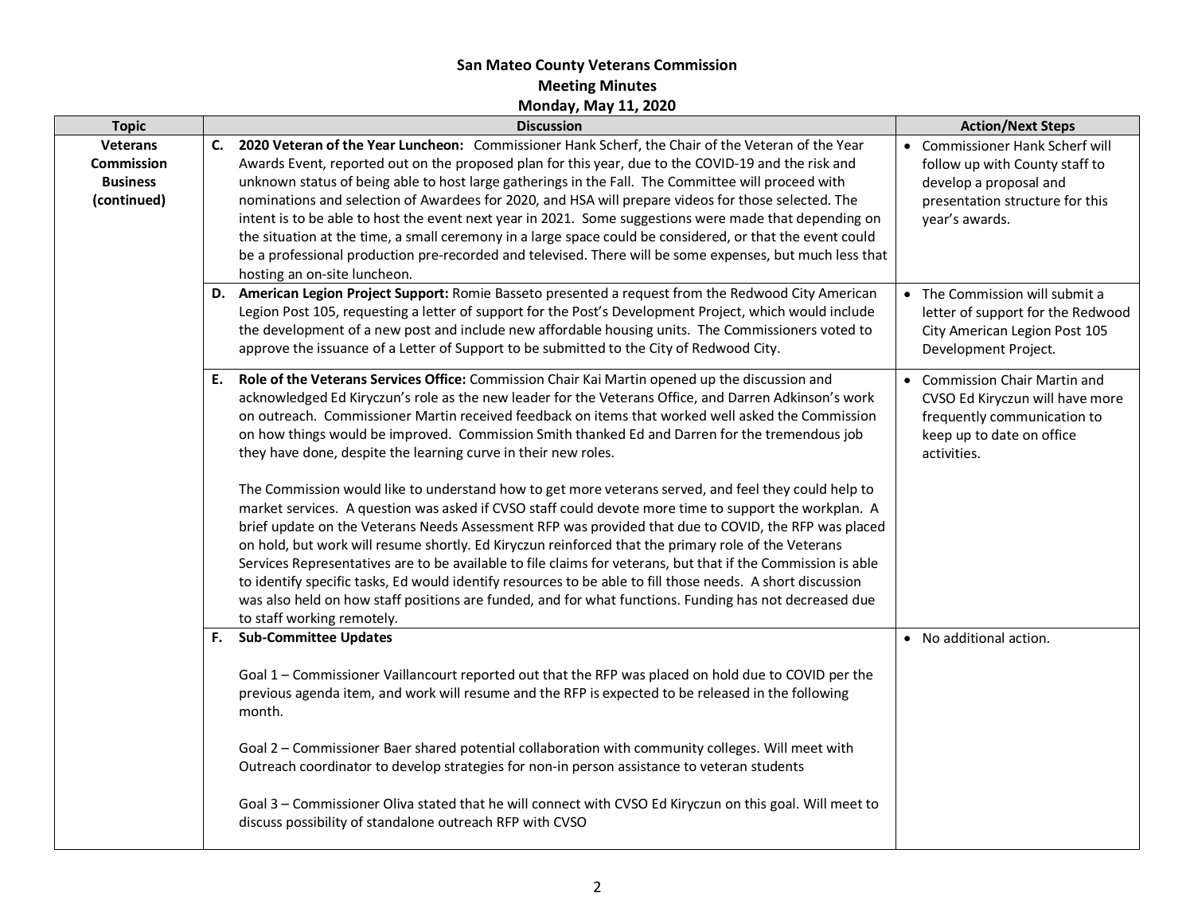**San Mateo County Veterans Commission**
**Meeting Minutes**
**Monday, May 11, 2020**

| Topic | Discussion | Action/Next Steps |
|---|---|---|
| **Veterans Commission Business (continued)** | **C. 2020 Veteran of the Year Luncheon:** Commissioner Hank Scherf, the Chair of the Veteran of the Year Awards Event, reported out on the proposed plan for this year, due to the COVID-19 and the risk and unknown status of being able to host large gatherings in the Fall. The Committee will proceed with nominations and selection of Awardees for 2020, and HSA will prepare videos for those selected. The intent is to be able to host the event next year in 2021. Some suggestions were made that depending on the situation at the time, a small ceremony in a large space could be considered, or that the event could be a professional production pre-recorded and televised. There will be some expenses, but much less that hosting an on-site luncheon. | • Commissioner Hank Scherf will follow up with County staff to develop a proposal and presentation structure for this year's awards. |
| | **D. American Legion Project Support:** Romie Basseto presented a request from the Redwood City American Legion Post 105, requesting a letter of support for the Post's Development Project, which would include the development of a new post and include new affordable housing units. The Commissioners voted to approve the issuance of a Letter of Support to be submitted to the City of Redwood City. | • The Commission will submit a letter of support for the Redwood City American Legion Post 105 Development Project. |
| | **E. Role of the Veterans Services Office:** Commission Chair Kai Martin opened up the discussion and acknowledged Ed Kiryczun's role as the new leader for the Veterans Office, and Darren Adkinson's work on outreach. Commissioner Martin received feedback on items that worked well asked the Commission on how things would be improved. Commission Smith thanked Ed and Darren for the tremendous job they have done, despite the learning curve in their new roles.<br><br>The Commission would like to understand how to get more veterans served, and feel they could help to market services. A question was asked if CVSO staff could devote more time to support the workplan. A brief update on the Veterans Needs Assessment RFP was provided that due to COVID, the RFP was placed on hold, but work will resume shortly. Ed Kiryczun reinforced that the primary role of the Veterans Services Representatives are to be available to file claims for veterans, but that if the Commission is able to identify specific tasks, Ed would identify resources to be able to fill those needs. A short discussion was also held on how staff positions are funded, and for what functions. Funding has not decreased due to staff working remotely. | • Commission Chair Martin and CVSO Ed Kiryczun will have more frequently communication to keep up to date on office activities. |
| | **F. Sub-Committee Updates**<br><br>Goal 1 – Commissioner Vaillancourt reported out that the RFP was placed on hold due to COVID per the previous agenda item, and work will resume and the RFP is expected to be released in the following month.<br><br>Goal 2 – Commissioner Baer shared potential collaboration with community colleges. Will meet with Outreach coordinator to develop strategies for non-in person assistance to veteran students<br><br>Goal 3 – Commissioner Oliva stated that he will connect with CVSO Ed Kiryczun on this goal. Will meet to discuss possibility of standalone outreach RFP with CVSO | • No additional action. |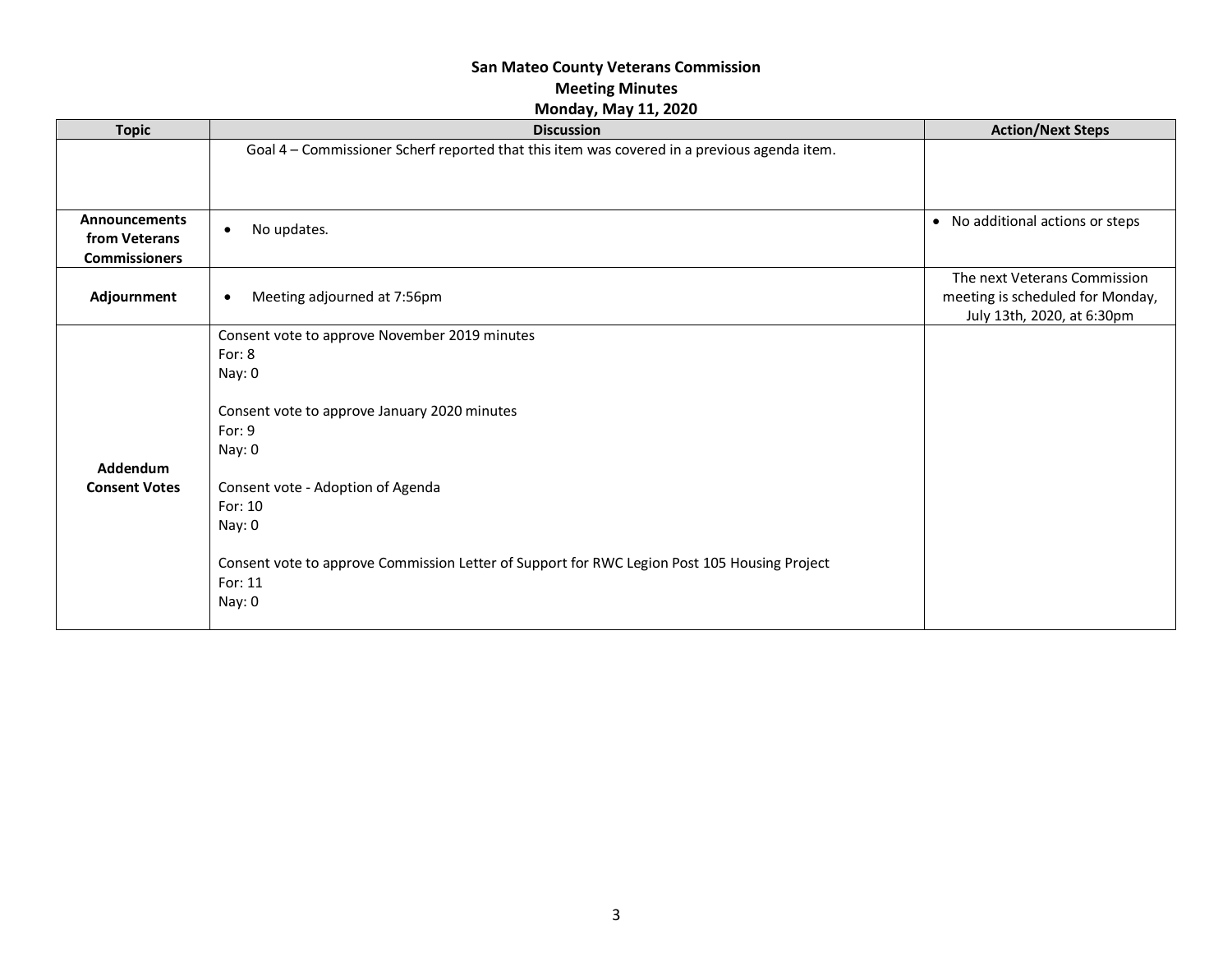**San Mateo County Veterans Commission**
**Meeting Minutes**
**Monday, May 11, 2020**

| Topic | Discussion | Action/Next Steps |
|---|---|---|
| | Goal 4 – Commissioner Scherf reported that this item was covered in a previous agenda item. | |
| **Announcements from Veterans Commissioners** | • No updates. | • No additional actions or steps |
| **Adjournment** | • Meeting adjourned at 7:56pm | The next Veterans Commission meeting is scheduled for Monday, July 13th, 2020, at 6:30pm |
| **Addendum Consent Votes** | Consent vote to approve November 2019 minutes<br>For: 8<br>Nay: 0<br><br>Consent vote to approve January 2020 minutes<br>For: 9<br>Nay: 0<br><br>Consent vote - Adoption of Agenda<br>For: 10<br>Nay: 0<br><br>Consent vote to approve Commission Letter of Support for RWC Legion Post 105 Housing Project<br>For: 11<br>Nay: 0 | |